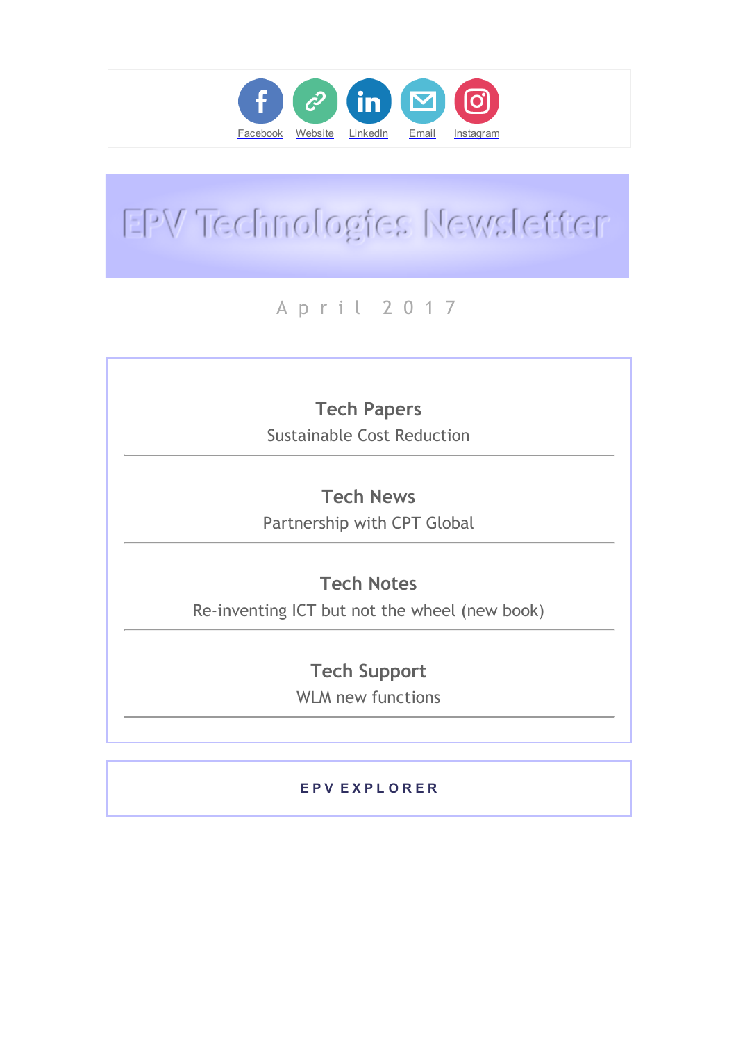Facebook Website LinkedIn Email Instagram

# EPV Technologies Newsletter

April 2017

## Tech Papers
Sustainable Cost Reduction

---

## Tech News
Partnership with CPT Global

---

## Tech Notes
Re-inventing ICT but not the wheel (new book)

---

## Tech Support
WLM new functions

---

**EPV EXPLORER**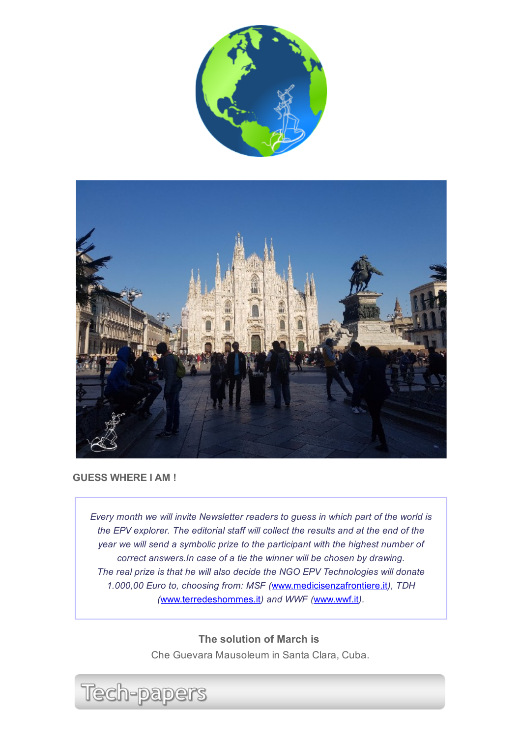**GUESS WHERE I AM !**

*Every month we will invite Newsletter readers to guess in which part of the world is the EPV explorer. The editorial staff will collect the results and at the end of the year we will send a symbolic prize to the participant with the highest number of correct answers.In case of a tie the winner will be chosen by drawing. The real prize is that he will also decide the NGO EPV Technologies will donate 1.000,00 Euro to, choosing from: MSF (www.medicisenzafrontiere.it), TDH (www.terredeshommes.it) and WWF (www.wwf.it).*

**The solution of March is**

Che Guevara Mausoleum in Santa Clara, Cuba.

Tech-papers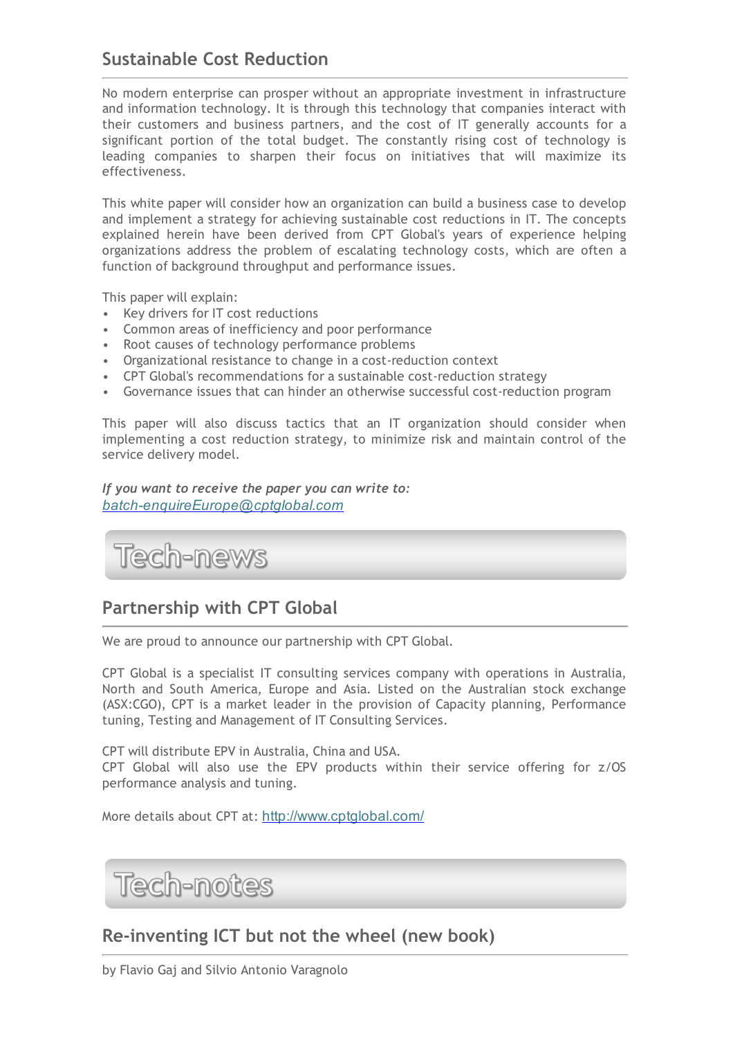## Sustainable Cost Reduction

No modern enterprise can prosper without an appropriate investment in infrastructure and information technology. It is through this technology that companies interact with their customers and business partners, and the cost of IT generally accounts for a significant portion of the total budget. The constantly rising cost of technology is leading companies to sharpen their focus on initiatives that will maximize its effectiveness.

This white paper will consider how an organization can build a business case to develop and implement a strategy for achieving sustainable cost reductions in IT. The concepts explained herein have been derived from CPT Global's years of experience helping organizations address the problem of escalating technology costs, which are often a function of background throughput and performance issues.

This paper will explain:

- Key drivers for IT cost reductions
- Common areas of inefficiency and poor performance
- Root causes of technology performance problems
- Organizational resistance to change in a cost-reduction context
- CPT Global's recommendations for a sustainable cost-reduction strategy
- Governance issues that can hinder an otherwise successful cost-reduction program

This paper will also discuss tactics that an IT organization should consider when implementing a cost reduction strategy, to minimize risk and maintain control of the service delivery model.

***If you want to receive the paper you can write to:***
*batch-enquireEurope@cptglobal.com*

# Tech-news

## Partnership with CPT Global

We are proud to announce our partnership with CPT Global.

CPT Global is a specialist IT consulting services company with operations in Australia, North and South America, Europe and Asia. Listed on the Australian stock exchange (ASX:CGO), CPT is a market leader in the provision of Capacity planning, Performance tuning, Testing and Management of IT Consulting Services.

CPT will distribute EPV in Australia, China and USA.
CPT Global will also use the EPV products within their service offering for z/OS performance analysis and tuning.

More details about CPT at: http://www.cptglobal.com/

# Tech-notes

## Re-inventing ICT but not the wheel (new book)

by Flavio Gaj and Silvio Antonio Varagnolo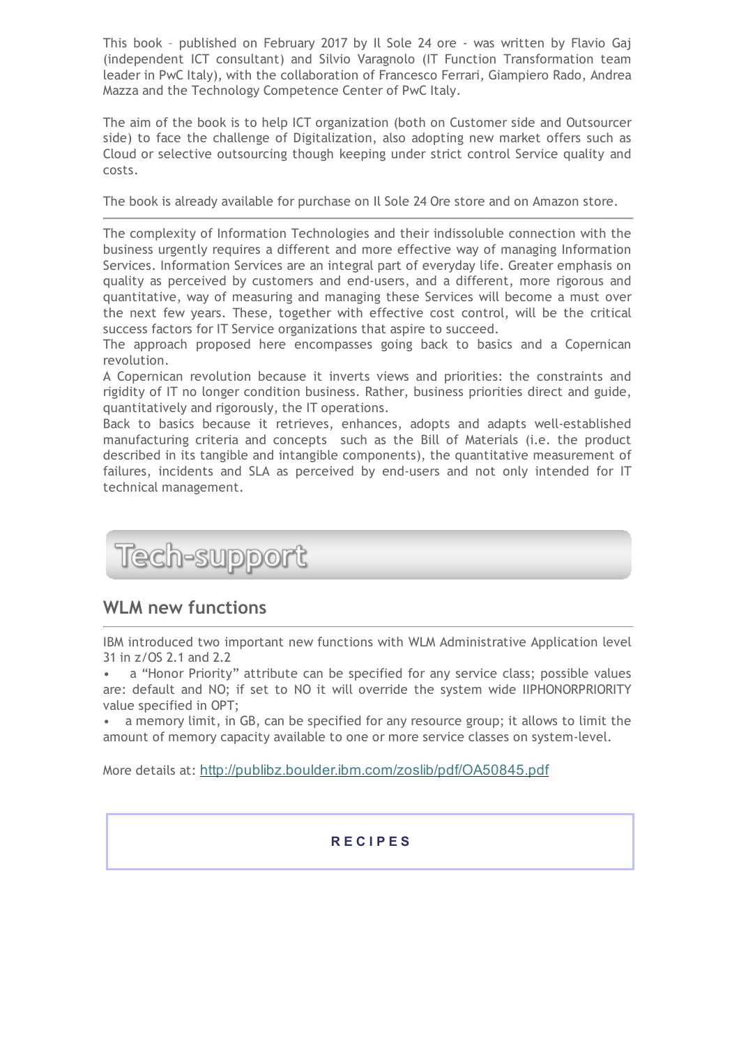This book – published on February 2017 by Il Sole 24 ore - was written by Flavio Gaj (independent ICT consultant) and Silvio Varagnolo (IT Function Transformation team leader in PwC Italy), with the collaboration of Francesco Ferrari, Giampiero Rado, Andrea Mazza and the Technology Competence Center of PwC Italy.

The aim of the book is to help ICT organization (both on Customer side and Outsourcer side) to face the challenge of Digitalization, also adopting new market offers such as Cloud or selective outsourcing though keeping under strict control Service quality and costs.

The book is already available for purchase on Il Sole 24 Ore store and on Amazon store.

---

The complexity of Information Technologies and their indissoluble connection with the business urgently requires a different and more effective way of managing Information Services. Information Services are an integral part of everyday life. Greater emphasis on quality as perceived by customers and end-users, and a different, more rigorous and quantitative, way of measuring and managing these Services will become a must over the next few years. These, together with effective cost control, will be the critical success factors for IT Service organizations that aspire to succeed.
The approach proposed here encompasses going back to basics and a Copernican revolution.
A Copernican revolution because it inverts views and priorities: the constraints and rigidity of IT no longer condition business. Rather, business priorities direct and guide, quantitatively and rigorously, the IT operations.
Back to basics because it retrieves, enhances, adopts and adapts well-established manufacturing criteria and concepts such as the Bill of Materials (i.e. the product described in its tangible and intangible components), the quantitative measurement of failures, incidents and SLA as perceived by end-users and not only intended for IT technical management.

# Tech-support

## WLM new functions

IBM introduced two important new functions with WLM Administrative Application level 31 in z/OS 2.1 and 2.2

- a "Honor Priority" attribute can be specified for any service class; possible values are: default and NO; if set to NO it will override the system wide IIPHONORPRIORITY value specified in OPT;
- a memory limit, in GB, can be specified for any resource group; it allows to limit the amount of memory capacity available to one or more service classes on system-level.

More details at: http://publibz.boulder.ibm.com/zoslib/pdf/OA50845.pdf

**RECIPES**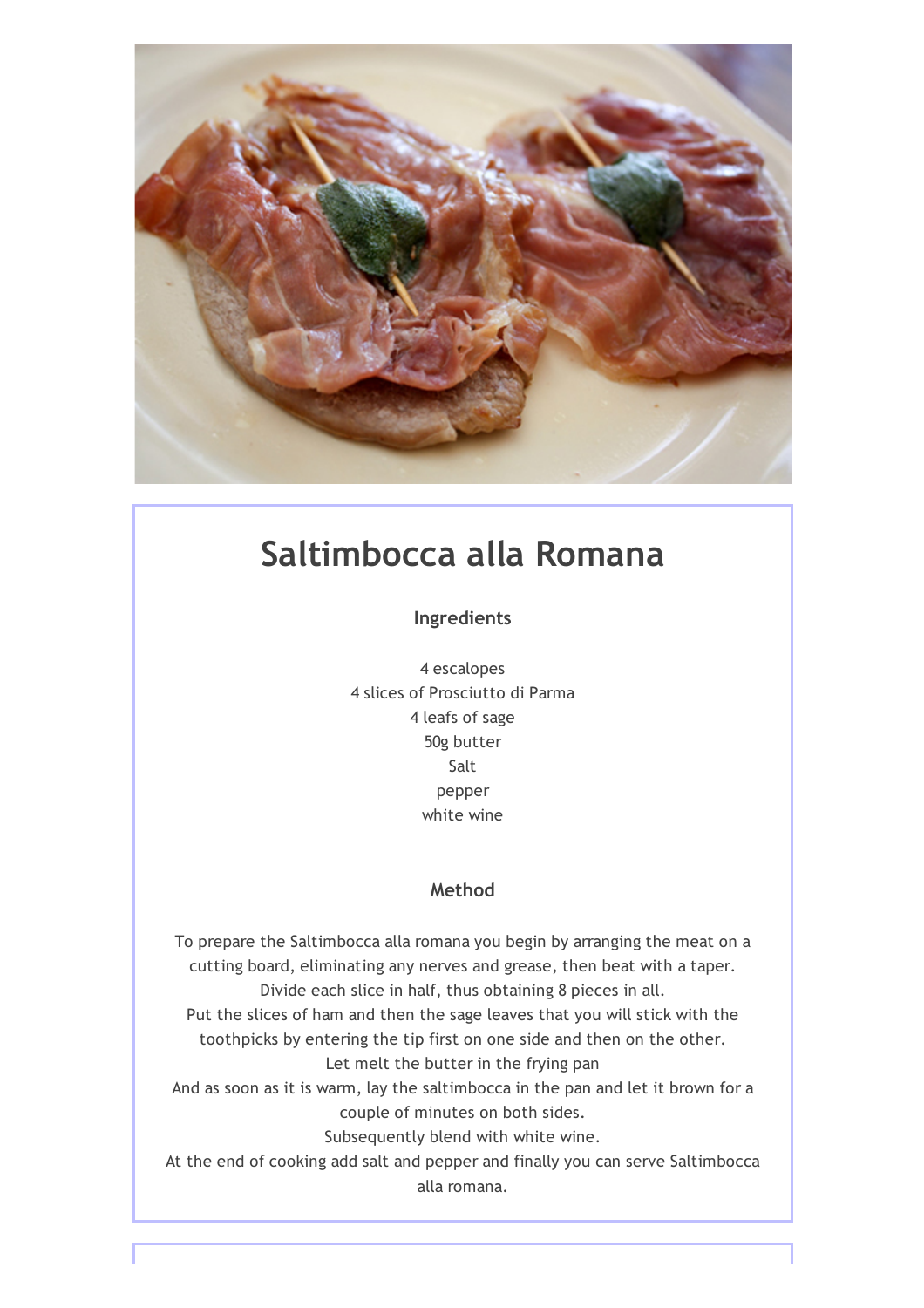# Saltimbocca alla Romana

### Ingredients

4 escalopes
4 slices of Prosciutto di Parma
4 leafs of sage
50g butter
Salt
pepper
white wine

### Method

To prepare the Saltimbocca alla romana you begin by arranging the meat on a cutting board, eliminating any nerves and grease, then beat with a taper.
Divide each slice in half, thus obtaining 8 pieces in all.
Put the slices of ham and then the sage leaves that you will stick with the toothpicks by entering the tip first on one side and then on the other.
Let melt the butter in the frying pan
And as soon as it is warm, lay the saltimbocca in the pan and let it brown for a couple of minutes on both sides.
Subsequently blend with white wine.
At the end of cooking add salt and pepper and finally you can serve Saltimbocca alla romana.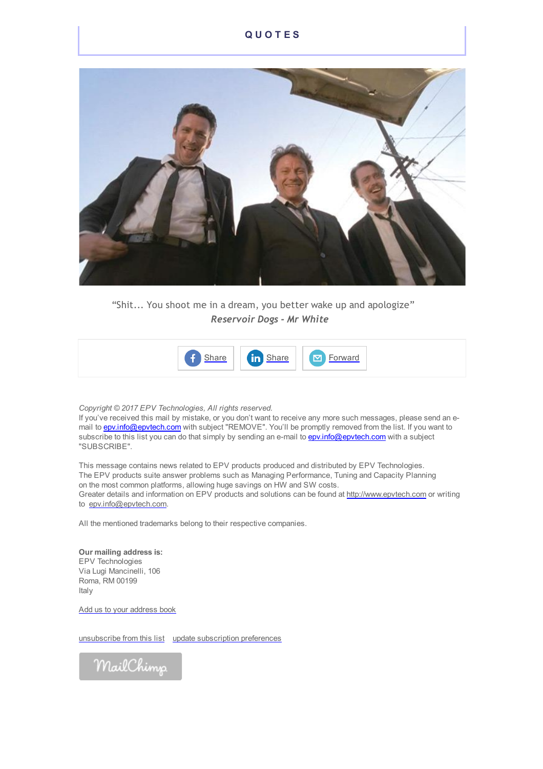# QUOTES

"Shit... You shoot me in a dream, you better wake up and apologize"
***Reservoir Dogs - Mr White***

Share Share Forward

*Copyright © 2017 EPV Technologies, All rights reserved.*
If you've received this mail by mistake, or you don't want to receive any more such messages, please send an e-mail to epv.info@epvtech.com with subject "REMOVE". You'll be promptly removed from the list. If you want to subscribe to this list you can do that simply by sending an e-mail to epv.info@epvtech.com with a subject "SUBSCRIBE".

This message contains news related to EPV products produced and distributed by EPV Technologies.
The EPV products suite answer problems such as Managing Performance, Tuning and Capacity Planning on the most common platforms, allowing huge savings on HW and SW costs.
Greater details and information on EPV products and solutions can be found at http://www.epvtech.com or writing to epv.info@epvtech.com.

All the mentioned trademarks belong to their respective companies.

**Our mailing address is:**
EPV Technologies
Via Lugi Mancinelli, 106
Roma, RM 00199
Italy

Add us to your address book

unsubscribe from this list update subscription preferences